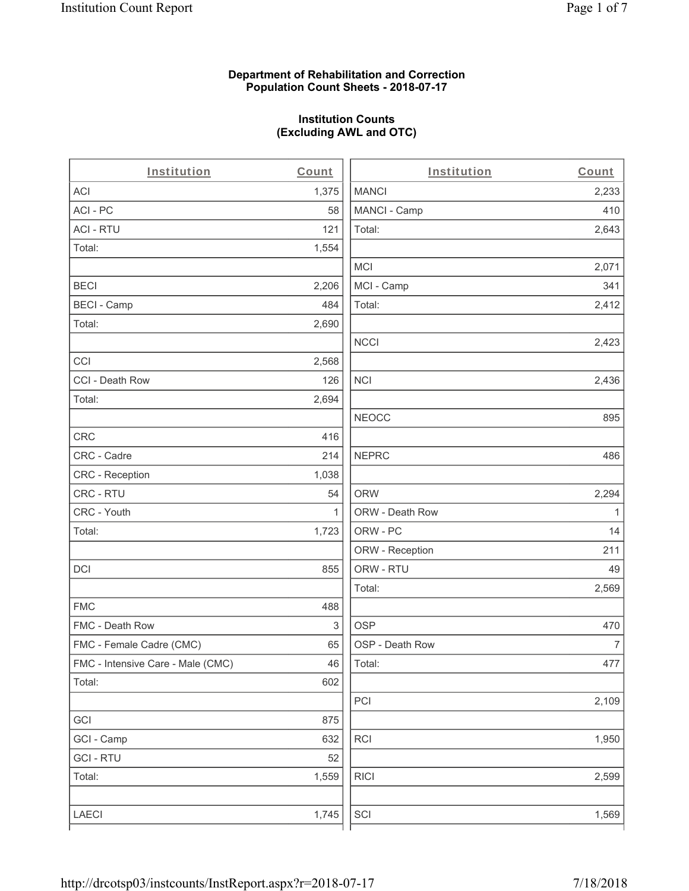**Department of Rehabilitation and Correction**
**Population Count Sheets - 2018-07-17**

**Institution Counts**
**(Excluding AWL and OTC)**

| Institution | Count |
|---|---|
| ACI | 1,375 |
| ACI - PC | 58 |
| ACI - RTU | 121 |
| Total: | 1,554 |
| | |
| BECI | 2,206 |
| BECI - Camp | 484 |
| Total: | 2,690 |
| | |
| CCI | 2,568 |
| CCI - Death Row | 126 |
| Total: | 2,694 |
| | |
| CRC | 416 |
| CRC - Cadre | 214 |
| CRC - Reception | 1,038 |
| CRC - RTU | 54 |
| CRC - Youth | 1 |
| Total: | 1,723 |
| | |
| DCI | 855 |
| | |
| FMC | 488 |
| FMC - Death Row | 3 |
| FMC - Female Cadre (CMC) | 65 |
| FMC - Intensive Care - Male (CMC) | 46 |
| Total: | 602 |
| | |
| GCI | 875 |
| GCI - Camp | 632 |
| GCI - RTU | 52 |
| Total: | 1,559 |
| | |
| LAECI | 1,745 |
| MANCI | 2,233 |
| MANCI - Camp | 410 |
| Total: | 2,643 |
| | |
| MCI | 2,071 |
| MCI - Camp | 341 |
| Total: | 2,412 |
| | |
| NCCI | 2,423 |
| | |
| NCI | 2,436 |
| | |
| NEOCC | 895 |
| | |
| NEPRC | 486 |
| | |
| ORW | 2,294 |
| ORW - Death Row | 1 |
| ORW - PC | 14 |
| ORW - Reception | 211 |
| ORW - RTU | 49 |
| Total: | 2,569 |
| | |
| OSP | 470 |
| OSP - Death Row | 7 |
| Total: | 477 |
| | |
| PCI | 2,109 |
| | |
| RCI | 1,950 |
| | |
| RICI | 2,599 |
| | |
| SCI | 1,569 |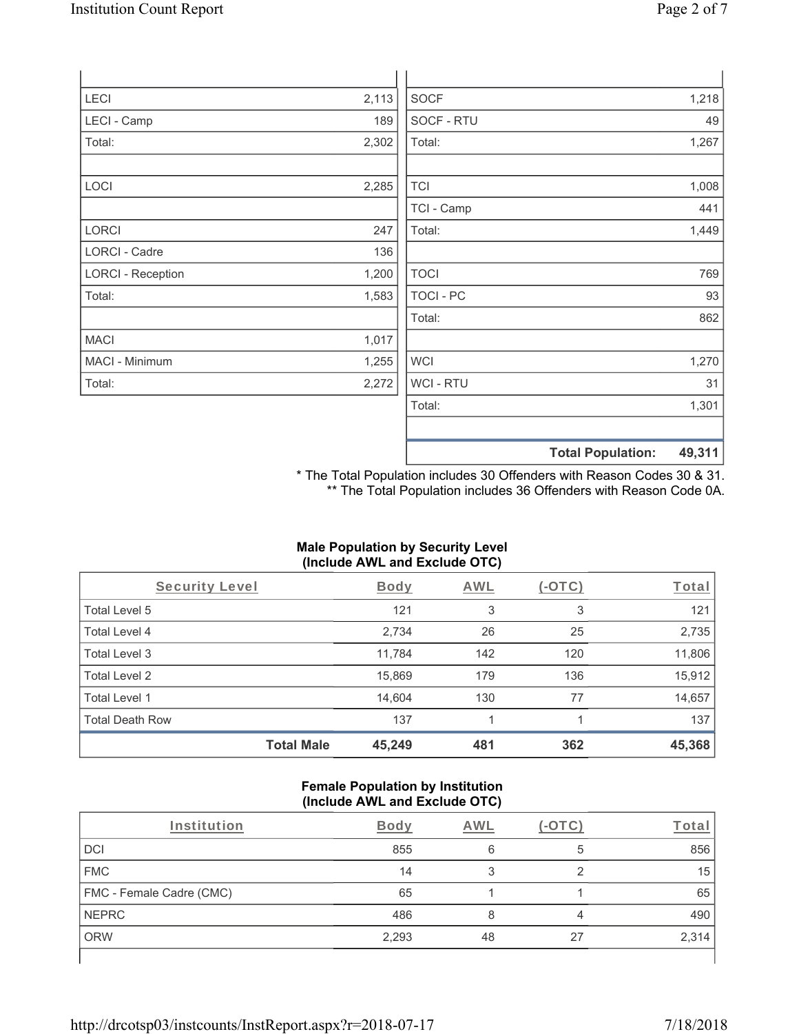| | |
|---|---|
| LECI | 2,113 |
| LECI - Camp | 189 |
| Total: | 2,302 |
| | |
| LOCI | 2,285 |
| | |
| LORCI | 247 |
| LORCI - Cadre | 136 |
| LORCI - Reception | 1,200 |
| Total: | 1,583 |
| | |
| MACI | 1,017 |
| MACI - Minimum | 1,255 |
| Total: | 2,272 |

| | |
|---|---|
| SOCF | 1,218 |
| SOCF - RTU | 49 |
| Total: | 1,267 |
| | |
| TCI | 1,008 |
| TCI - Camp | 441 |
| Total: | 1,449 |
| | |
| TOCI | 769 |
| TOCI - PC | 93 |
| Total: | 862 |
| | |
| WCI | 1,270 |
| WCI - RTU | 31 |
| Total: | 1,301 |
| | |
| **Total Population:** | **49,311** |

\* The Total Population includes 30 Offenders with Reason Codes 30 & 31.
\** The Total Population includes 36 Offenders with Reason Code 0A.

**Male Population by Security Level (Include AWL and Exclude OTC)**

| Security Level | Body | AWL | (-OTC) | Total |
|---|---|---|---|---|
| Total Level 5 | 121 | 3 | 3 | 121 |
| Total Level 4 | 2,734 | 26 | 25 | 2,735 |
| Total Level 3 | 11,784 | 142 | 120 | 11,806 |
| Total Level 2 | 15,869 | 179 | 136 | 15,912 |
| Total Level 1 | 14,604 | 130 | 77 | 14,657 |
| Total Death Row | 137 | 1 | 1 | 137 |
| **Total Male** | **45,249** | **481** | **362** | **45,368** |

**Female Population by Institution (Include AWL and Exclude OTC)**

| Institution | Body | AWL | (-OTC) | Total |
|---|---|---|---|---|
| DCI | 855 | 6 | 5 | 856 |
| FMC | 14 | 3 | 2 | 15 |
| FMC - Female Cadre (CMC) | 65 | 1 | 1 | 65 |
| NEPRC | 486 | 8 | 4 | 490 |
| ORW | 2,293 | 48 | 27 | 2,314 |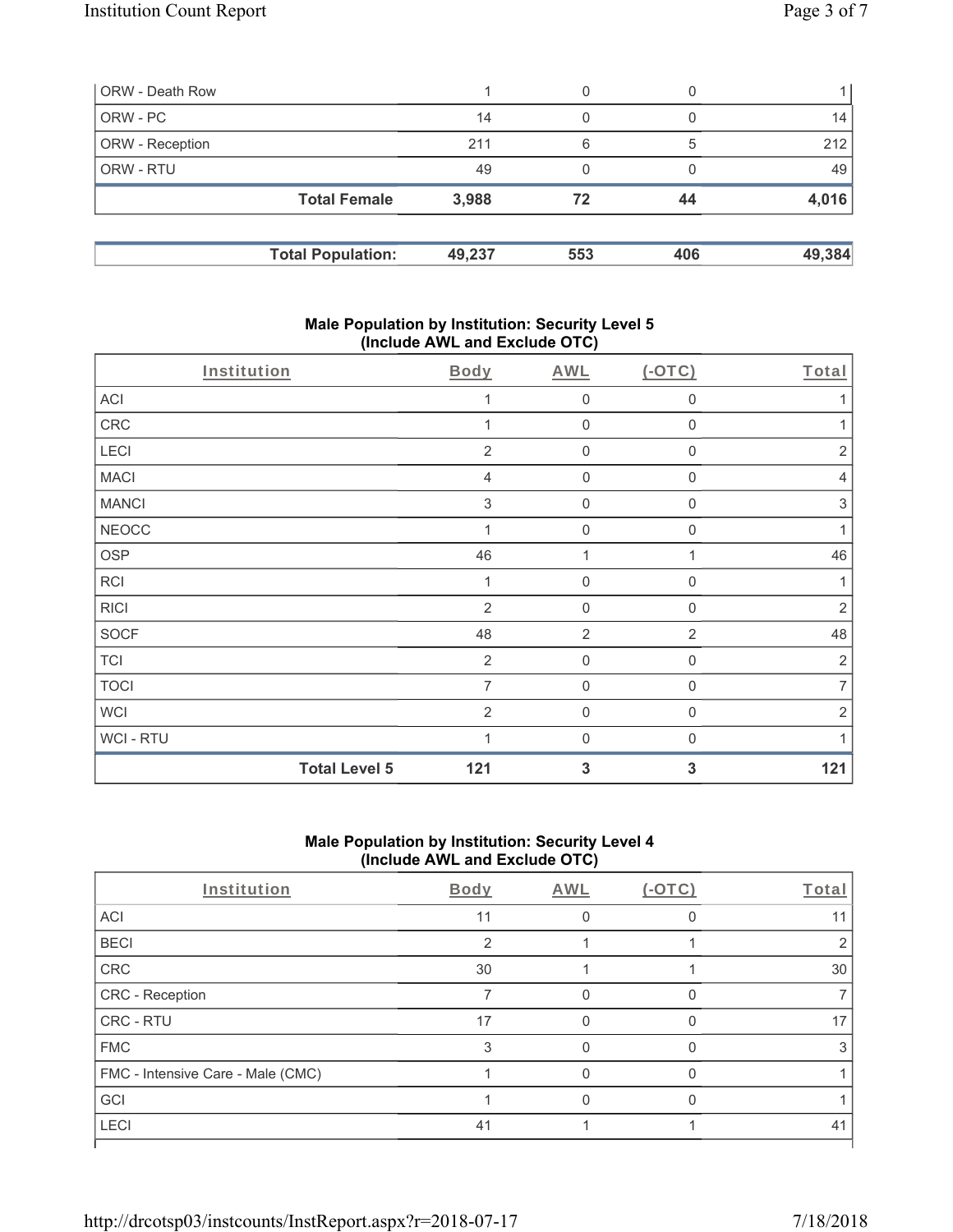| ORW - Death Row | 1 | 0 | 0 | 1 |
|---|---|---|---|---|
| ORW - PC | 14 | 0 | 0 | 14 |
| ORW - Reception | 211 | 6 | 5 | 212 |
| ORW - RTU | 49 | 0 | 0 | 49 |
| **Total Female** | **3,988** | **72** | **44** | **4,016** |

| **Total Population:** | **49,237** | **553** | **406** | **49,384** |
|---|---|---|---|---|

### Male Population by Institution: Security Level 5 (Include AWL and Exclude OTC)

| Institution | Body | AWL | (-OTC) | Total |
|---|---|---|---|---|
| ACI | 1 | 0 | 0 | 1 |
| CRC | 1 | 0 | 0 | 1 |
| LECI | 2 | 0 | 0 | 2 |
| MACI | 4 | 0 | 0 | 4 |
| MANCI | 3 | 0 | 0 | 3 |
| NEOCC | 1 | 0 | 0 | 1 |
| OSP | 46 | 1 | 1 | 46 |
| RCI | 1 | 0 | 0 | 1 |
| RICI | 2 | 0 | 0 | 2 |
| SOCF | 48 | 2 | 2 | 48 |
| TCI | 2 | 0 | 0 | 2 |
| TOCI | 7 | 0 | 0 | 7 |
| WCI | 2 | 0 | 0 | 2 |
| WCI - RTU | 1 | 0 | 0 | 1 |
| **Total Level 5** | **121** | **3** | **3** | **121** |

### Male Population by Institution: Security Level 4 (Include AWL and Exclude OTC)

| Institution | Body | AWL | (-OTC) | Total |
|---|---|---|---|---|
| ACI | 11 | 0 | 0 | 11 |
| BECI | 2 | 1 | 1 | 2 |
| CRC | 30 | 1 | 1 | 30 |
| CRC - Reception | 7 | 0 | 0 | 7 |
| CRC - RTU | 17 | 0 | 0 | 17 |
| FMC | 3 | 0 | 0 | 3 |
| FMC - Intensive Care - Male (CMC) | 1 | 0 | 0 | 1 |
| GCI | 1 | 0 | 0 | 1 |
| LECI | 41 | 1 | 1 | 41 |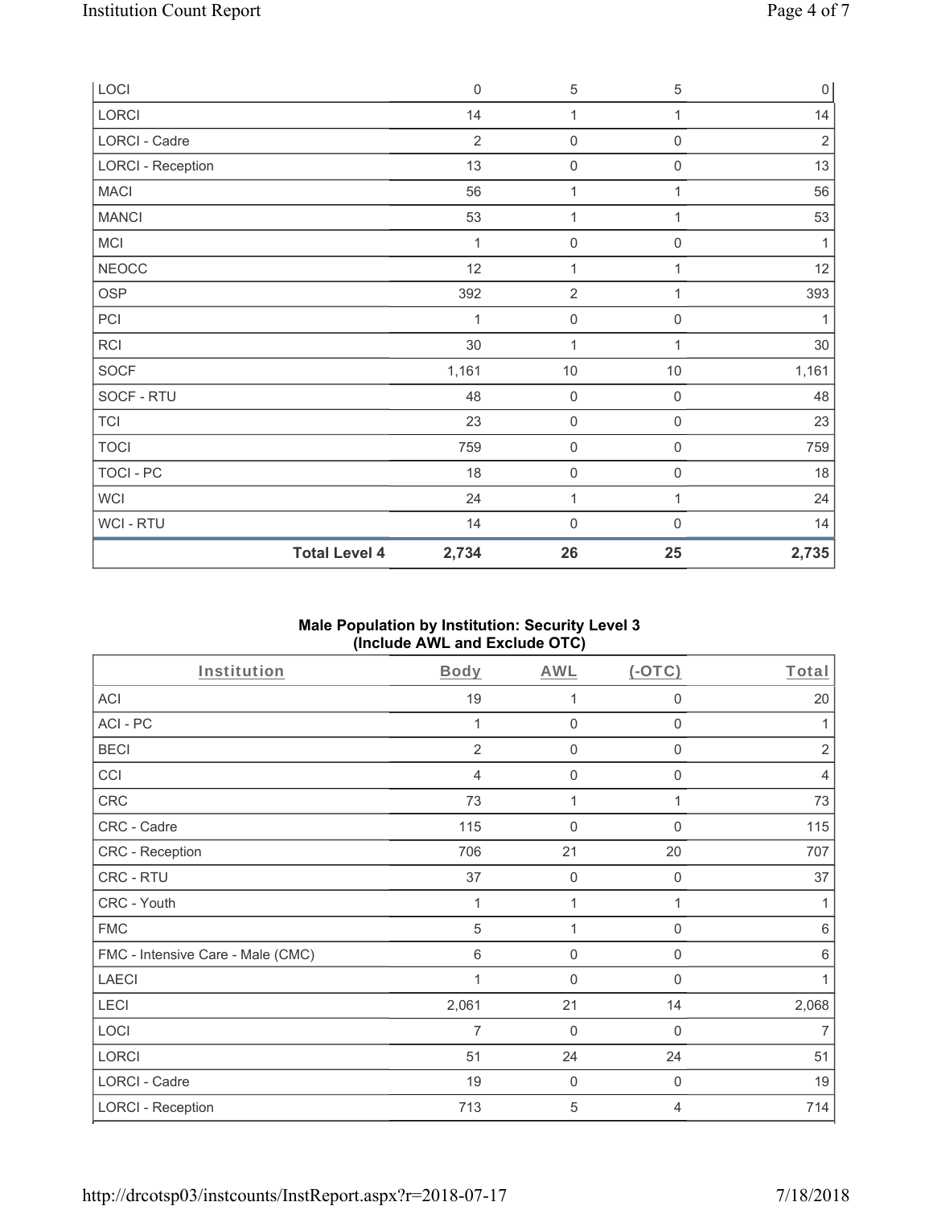| LOCI | | 0 | 5 | 5 | 0 |
|---|---|---|---|---|---|
| LORCI | | 14 | 1 | 1 | 14 |
| LORCI - Cadre | | 2 | 0 | 0 | 2 |
| LORCI - Reception | | 13 | 0 | 0 | 13 |
| MACI | | 56 | 1 | 1 | 56 |
| MANCI | | 53 | 1 | 1 | 53 |
| MCI | | 1 | 0 | 0 | 1 |
| NEOCC | | 12 | 1 | 1 | 12 |
| OSP | | 392 | 2 | 1 | 393 |
| PCI | | 1 | 0 | 0 | 1 |
| RCI | | 30 | 1 | 1 | 30 |
| SOCF | | 1,161 | 10 | 10 | 1,161 |
| SOCF - RTU | | 48 | 0 | 0 | 48 |
| TCI | | 23 | 0 | 0 | 23 |
| TOCI | | 759 | 0 | 0 | 759 |
| TOCI - PC | | 18 | 0 | 0 | 18 |
| WCI | | 24 | 1 | 1 | 24 |
| WCI - RTU | | 14 | 0 | 0 | 14 |
| | **Total Level 4** | **2,734** | **26** | **25** | **2,735** |

**Male Population by Institution: Security Level 3 (Include AWL and Exclude OTC)**

| Institution | Body | AWL | (-OTC) | Total |
|---|---|---|---|---|
| ACI | 19 | 1 | 0 | 20 |
| ACI - PC | 1 | 0 | 0 | 1 |
| BECI | 2 | 0 | 0 | 2 |
| CCI | 4 | 0 | 0 | 4 |
| CRC | 73 | 1 | 1 | 73 |
| CRC - Cadre | 115 | 0 | 0 | 115 |
| CRC - Reception | 706 | 21 | 20 | 707 |
| CRC - RTU | 37 | 0 | 0 | 37 |
| CRC - Youth | 1 | 1 | 1 | 1 |
| FMC | 5 | 1 | 0 | 6 |
| FMC - Intensive Care - Male (CMC) | 6 | 0 | 0 | 6 |
| LAECI | 1 | 0 | 0 | 1 |
| LECI | 2,061 | 21 | 14 | 2,068 |
| LOCI | 7 | 0 | 0 | 7 |
| LORCI | 51 | 24 | 24 | 51 |
| LORCI - Cadre | 19 | 0 | 0 | 19 |
| LORCI - Reception | 713 | 5 | 4 | 714 |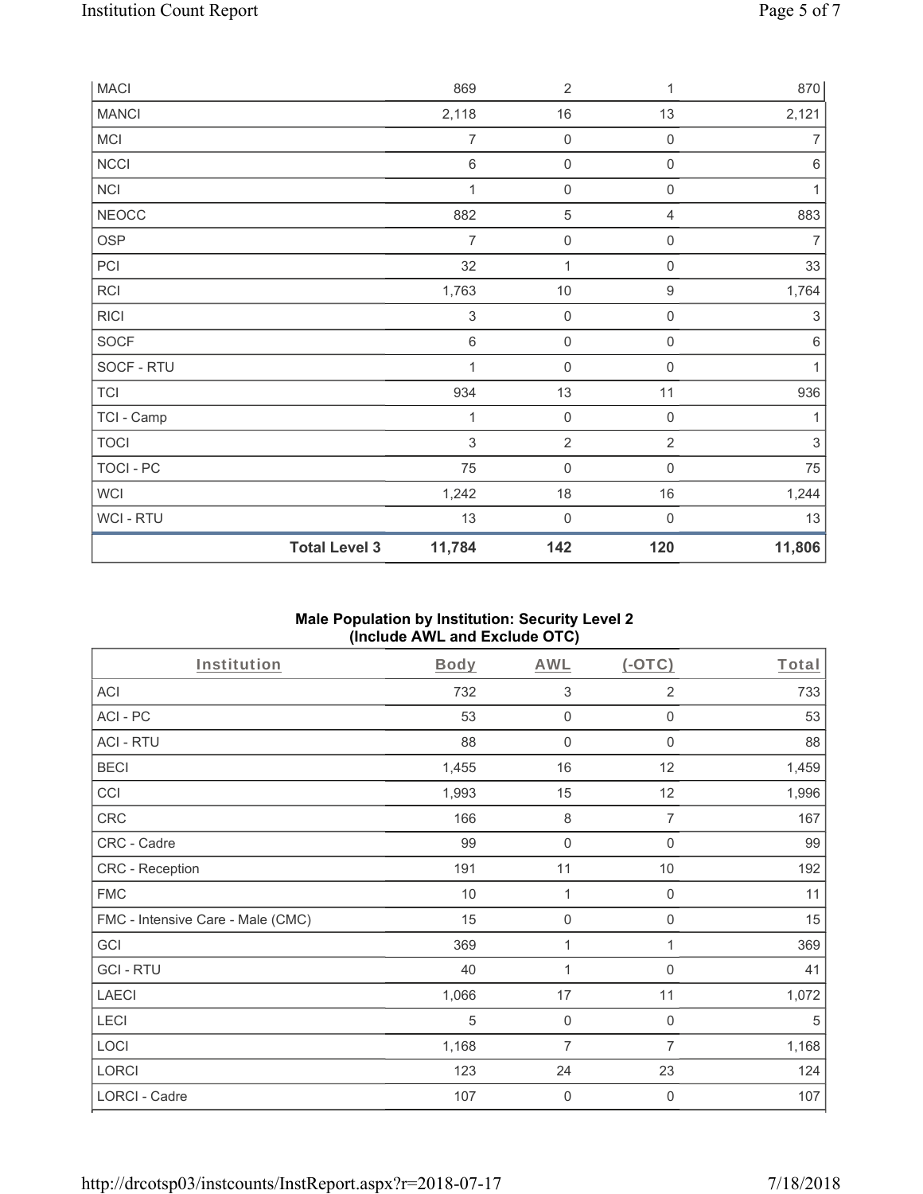| MACI | | 869 | 2 | 1 | 870 |
|---|---|---|---|---|---|
| MANCI | | 2,118 | 16 | 13 | 2,121 |
| MCI | | 7 | 0 | 0 | 7 |
| NCCI | | 6 | 0 | 0 | 6 |
| NCI | | 1 | 0 | 0 | 1 |
| NEOCC | | 882 | 5 | 4 | 883 |
| OSP | | 7 | 0 | 0 | 7 |
| PCI | | 32 | 1 | 0 | 33 |
| RCI | | 1,763 | 10 | 9 | 1,764 |
| RICI | | 3 | 0 | 0 | 3 |
| SOCF | | 6 | 0 | 0 | 6 |
| SOCF - RTU | | 1 | 0 | 0 | 1 |
| TCI | | 934 | 13 | 11 | 936 |
| TCI - Camp | | 1 | 0 | 0 | 1 |
| TOCI | | 3 | 2 | 2 | 3 |
| TOCI - PC | | 75 | 0 | 0 | 75 |
| WCI | | 1,242 | 18 | 16 | 1,244 |
| WCI - RTU | | 13 | 0 | 0 | 13 |
| | **Total Level 3** | **11,784** | **142** | **120** | **11,806** |

**Male Population by Institution: Security Level 2 (Include AWL and Exclude OTC)**

| Institution | Body | AWL | (-OTC) | Total |
|---|---|---|---|---|
| ACI | 732 | 3 | 2 | 733 |
| ACI - PC | 53 | 0 | 0 | 53 |
| ACI - RTU | 88 | 0 | 0 | 88 |
| BECI | 1,455 | 16 | 12 | 1,459 |
| CCI | 1,993 | 15 | 12 | 1,996 |
| CRC | 166 | 8 | 7 | 167 |
| CRC - Cadre | 99 | 0 | 0 | 99 |
| CRC - Reception | 191 | 11 | 10 | 192 |
| FMC | 10 | 1 | 0 | 11 |
| FMC - Intensive Care - Male (CMC) | 15 | 0 | 0 | 15 |
| GCI | 369 | 1 | 1 | 369 |
| GCI - RTU | 40 | 1 | 0 | 41 |
| LAECI | 1,066 | 17 | 11 | 1,072 |
| LECI | 5 | 0 | 0 | 5 |
| LOCI | 1,168 | 7 | 7 | 1,168 |
| LORCI | 123 | 24 | 23 | 124 |
| LORCI - Cadre | 107 | 0 | 0 | 107 |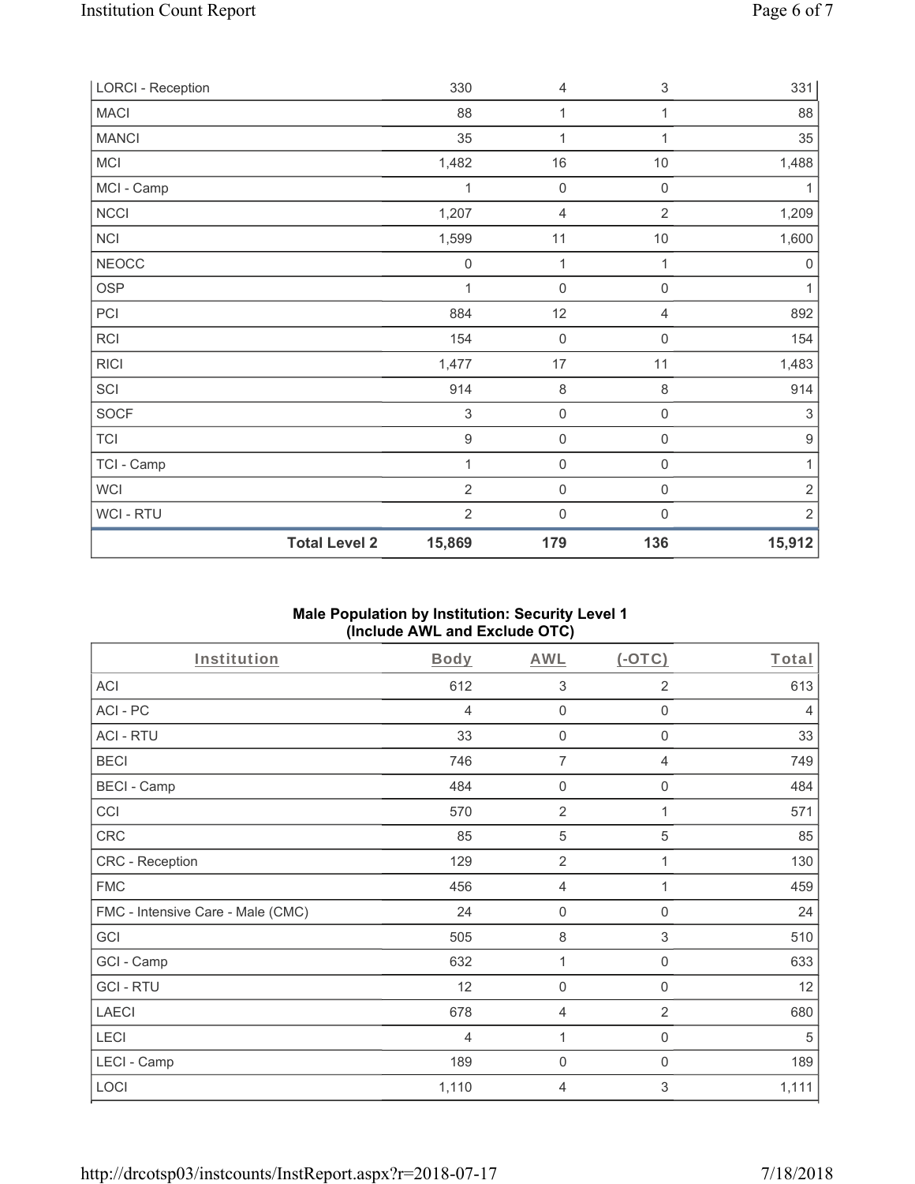| LORCI - Reception | | 330 | 4 | 3 | 331 |
|---|---|---|---|---|---|
| MACI | | 88 | 1 | 1 | 88 |
| MANCI | | 35 | 1 | 1 | 35 |
| MCI | | 1,482 | 16 | 10 | 1,488 |
| MCI - Camp | | 1 | 0 | 0 | 1 |
| NCCI | | 1,207 | 4 | 2 | 1,209 |
| NCI | | 1,599 | 11 | 10 | 1,600 |
| NEOCC | | 0 | 1 | 1 | 0 |
| OSP | | 1 | 0 | 0 | 1 |
| PCI | | 884 | 12 | 4 | 892 |
| RCI | | 154 | 0 | 0 | 154 |
| RICI | | 1,477 | 17 | 11 | 1,483 |
| SCI | | 914 | 8 | 8 | 914 |
| SOCF | | 3 | 0 | 0 | 3 |
| TCI | | 9 | 0 | 0 | 9 |
| TCI - Camp | | 1 | 0 | 0 | 1 |
| WCI | | 2 | 0 | 0 | 2 |
| WCI - RTU | | 2 | 0 | 0 | 2 |
| | **Total Level 2** | **15,869** | **179** | **136** | **15,912** |

**Male Population by Institution: Security Level 1 (Include AWL and Exclude OTC)**

| Institution | Body | AWL | (-OTC) | Total |
|---|---|---|---|---|
| ACI | 612 | 3 | 2 | 613 |
| ACI - PC | 4 | 0 | 0 | 4 |
| ACI - RTU | 33 | 0 | 0 | 33 |
| BECI | 746 | 7 | 4 | 749 |
| BECI - Camp | 484 | 0 | 0 | 484 |
| CCI | 570 | 2 | 1 | 571 |
| CRC | 85 | 5 | 5 | 85 |
| CRC - Reception | 129 | 2 | 1 | 130 |
| FMC | 456 | 4 | 1 | 459 |
| FMC - Intensive Care - Male (CMC) | 24 | 0 | 0 | 24 |
| GCI | 505 | 8 | 3 | 510 |
| GCI - Camp | 632 | 1 | 0 | 633 |
| GCI - RTU | 12 | 0 | 0 | 12 |
| LAECI | 678 | 4 | 2 | 680 |
| LECI | 4 | 1 | 0 | 5 |
| LECI - Camp | 189 | 0 | 0 | 189 |
| LOCI | 1,110 | 4 | 3 | 1,111 |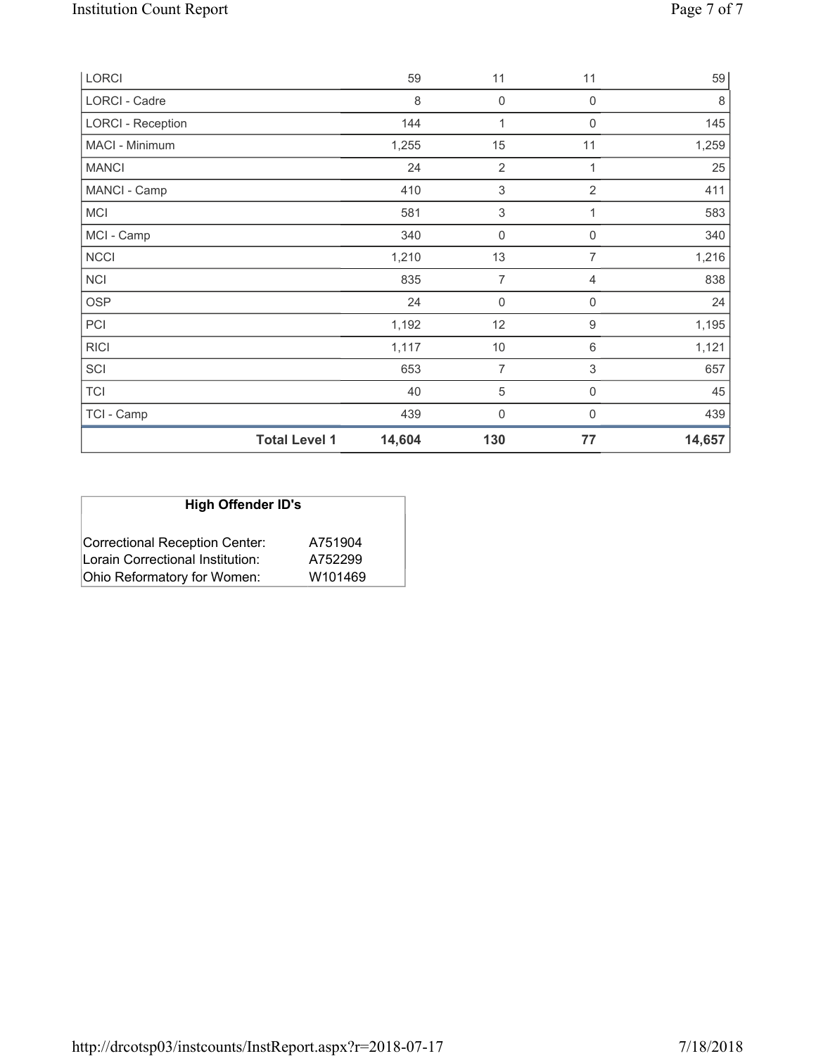| | | | | |
|---|---|---|---|---|
| LORCI | 59 | 11 | 11 | 59 |
| LORCI - Cadre | 8 | 0 | 0 | 8 |
| LORCI - Reception | 144 | 1 | 0 | 145 |
| MACI - Minimum | 1,255 | 15 | 11 | 1,259 |
| MANCI | 24 | 2 | 1 | 25 |
| MANCI - Camp | 410 | 3 | 2 | 411 |
| MCI | 581 | 3 | 1 | 583 |
| MCI - Camp | 340 | 0 | 0 | 340 |
| NCCI | 1,210 | 13 | 7 | 1,216 |
| NCI | 835 | 7 | 4 | 838 |
| OSP | 24 | 0 | 0 | 24 |
| PCI | 1,192 | 12 | 9 | 1,195 |
| RICI | 1,117 | 10 | 6 | 1,121 |
| SCI | 653 | 7 | 3 | 657 |
| TCI | 40 | 5 | 0 | 45 |
| TCI - Camp | 439 | 0 | 0 | 439 |
| **Total Level 1** | **14,604** | **130** | **77** | **14,657** |

| High Offender ID's | |
|---|---|
| Correctional Reception Center: | A751904 |
| Lorain Correctional Institution: | A752299 |
| Ohio Reformatory for Women: | W101469 |